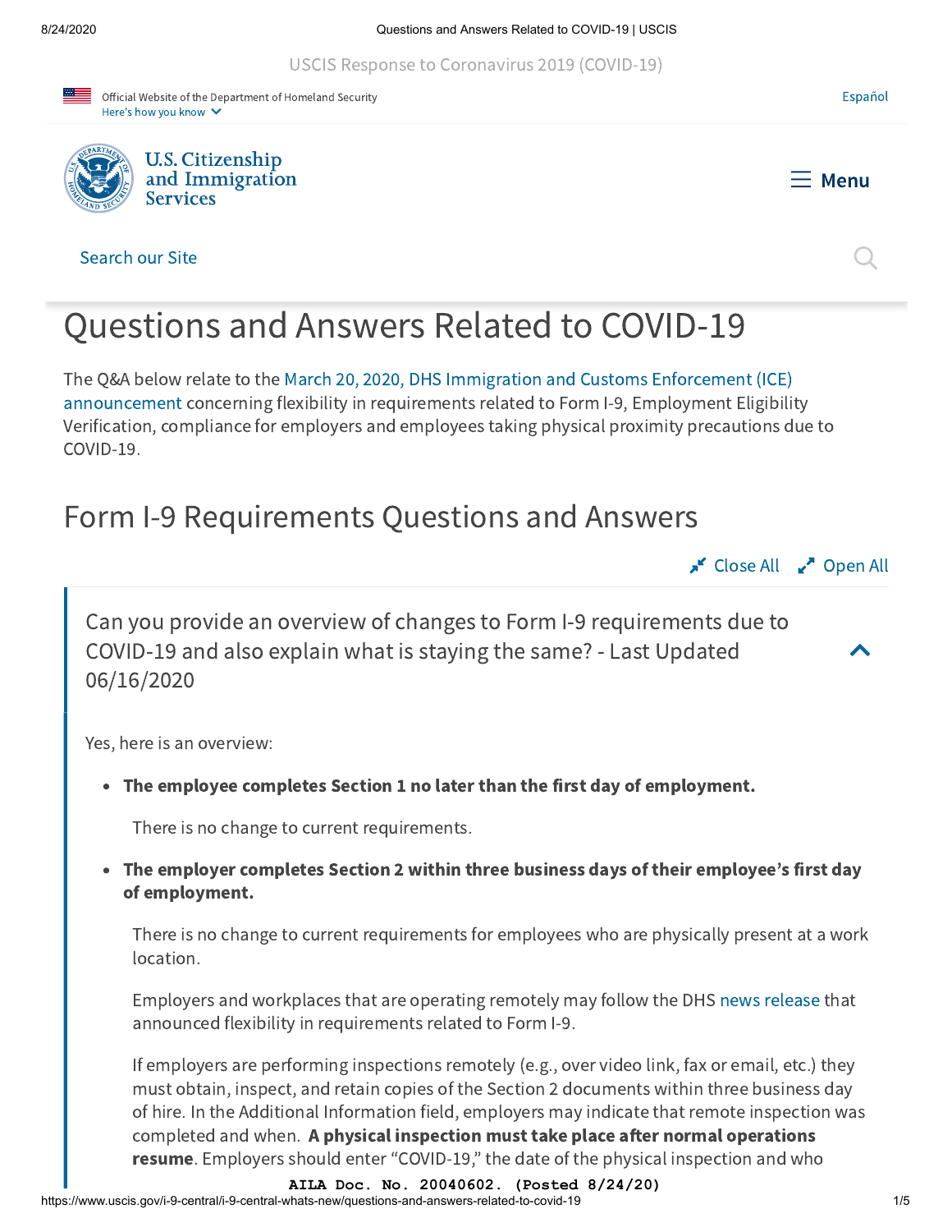# Questions and Answers Related to COVID-19

The Q&A below relate to the March 20, 2020, DHS Immigration and Customs Enforcement (ICE) announcement concerning flexibility in requirements related to Form I-9, Employment Eligibility Verification, compliance for employers and employees taking physical proximity precautions due to COVID-19.

## Form I-9 Requirements Questions and Answers

### Can you provide an overview of changes to Form I-9 requirements due to COVID-19 and also explain what is staying the same? - Last Updated 06/16/2020

Yes, here is an overview:

- **The employee completes Section 1 no later than the first day of employment.**

  There is no change to current requirements.

- **The employer completes Section 2 within three business days of their employee's first day of employment.**

  There is no change to current requirements for employees who are physically present at a work location.

  Employers and workplaces that are operating remotely may follow the DHS news release that announced flexibility in requirements related to Form I-9.

  If employers are performing inspections remotely (e.g., over video link, fax or email, etc.) they must obtain, inspect, and retain copies of the Section 2 documents within three business day of hire. In the Additional Information field, employers may indicate that remote inspection was completed and when. **A physical inspection must take place after normal operations resume**. Employers should enter "COVID-19," the date of the physical inspection and who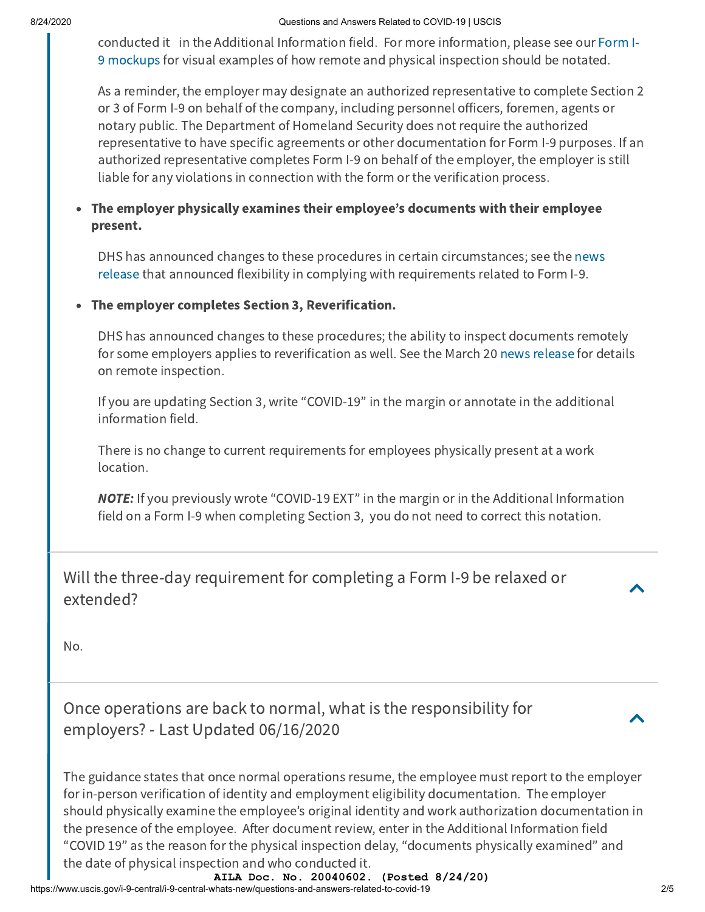conducted it in the Additional Information field. For more information, please see our Form I-9 mockups for visual examples of how remote and physical inspection should be notated.

As a reminder, the employer may designate an authorized representative to complete Section 2 or 3 of Form I-9 on behalf of the company, including personnel officers, foremen, agents or notary public. The Department of Homeland Security does not require the authorized representative to have specific agreements or other documentation for Form I-9 purposes. If an authorized representative completes Form I-9 on behalf of the employer, the employer is still liable for any violations in connection with the form or the verification process.

- **The employer physically examines their employee's documents with their employee present.**

  DHS has announced changes to these procedures in certain circumstances; see the news release that announced flexibility in complying with requirements related to Form I-9.

- **The employer completes Section 3, Reverification.**

  DHS has announced changes to these procedures; the ability to inspect documents remotely for some employers applies to reverification as well. See the March 20 news release for details on remote inspection.

  If you are updating Section 3, write "COVID-19" in the margin or annotate in the additional information field.

  There is no change to current requirements for employees physically present at a work location.

  ***NOTE:*** If you previously wrote "COVID-19 EXT" in the margin or in the Additional Information field on a Form I-9 when completing Section 3, you do not need to correct this notation.

## Will the three-day requirement for completing a Form I-9 be relaxed or extended?

No.

## Once operations are back to normal, what is the responsibility for employers? - Last Updated 06/16/2020

The guidance states that once normal operations resume, the employee must report to the employer for in-person verification of identity and employment eligibility documentation. The employer should physically examine the employee's original identity and work authorization documentation in the presence of the employee. After document review, enter in the Additional Information field "COVID 19" as the reason for the physical inspection delay, "documents physically examined" and the date of physical inspection and who conducted it.

AILA Doc. No. 20040602. (Posted 8/24/20)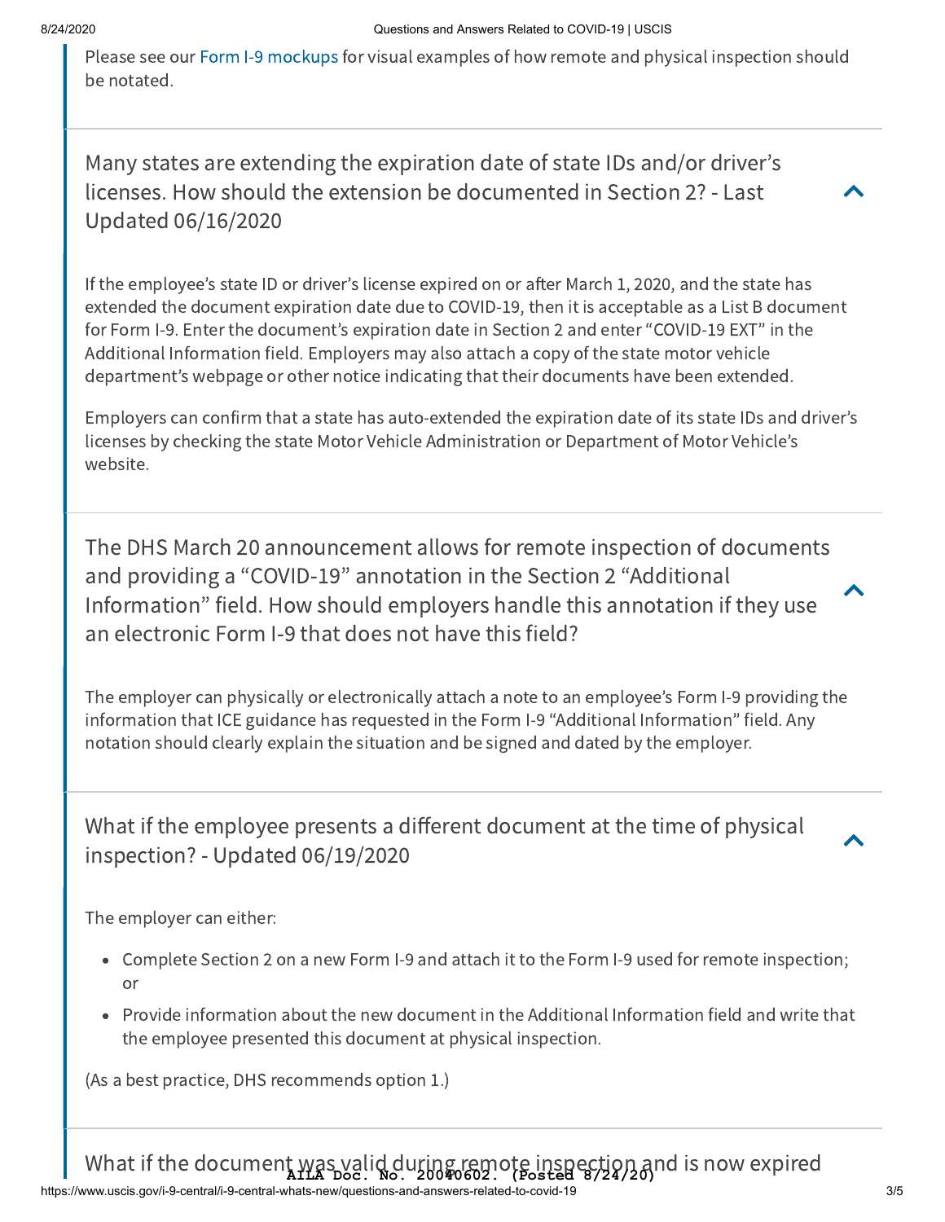Please see our Form I-9 mockups for visual examples of how remote and physical inspection should be notated.

### Many states are extending the expiration date of state IDs and/or driver's licenses. How should the extension be documented in Section 2? - Last Updated 06/16/2020

If the employee's state ID or driver's license expired on or after March 1, 2020, and the state has extended the document expiration date due to COVID-19, then it is acceptable as a List B document for Form I-9. Enter the document's expiration date in Section 2 and enter "COVID-19 EXT" in the Additional Information field. Employers may also attach a copy of the state motor vehicle department's webpage or other notice indicating that their documents have been extended.

Employers can confirm that a state has auto-extended the expiration date of its state IDs and driver's licenses by checking the state Motor Vehicle Administration or Department of Motor Vehicle's website.

### The DHS March 20 announcement allows for remote inspection of documents and providing a "COVID-19" annotation in the Section 2 "Additional Information" field. How should employers handle this annotation if they use an electronic Form I-9 that does not have this field?

The employer can physically or electronically attach a note to an employee's Form I-9 providing the information that ICE guidance has requested in the Form I-9 "Additional Information" field. Any notation should clearly explain the situation and be signed and dated by the employer.

### What if the employee presents a different document at the time of physical inspection? - Updated 06/19/2020

The employer can either:

- Complete Section 2 on a new Form I-9 and attach it to the Form I-9 used for remote inspection; or
- Provide information about the new document in the Additional Information field and write that the employee presented this document at physical inspection.

(As a best practice, DHS recommends option 1.)

### What if the document was valid during remote inspection and is now expired

AILA Doc. No. 20040602. (Posted 8/24/20)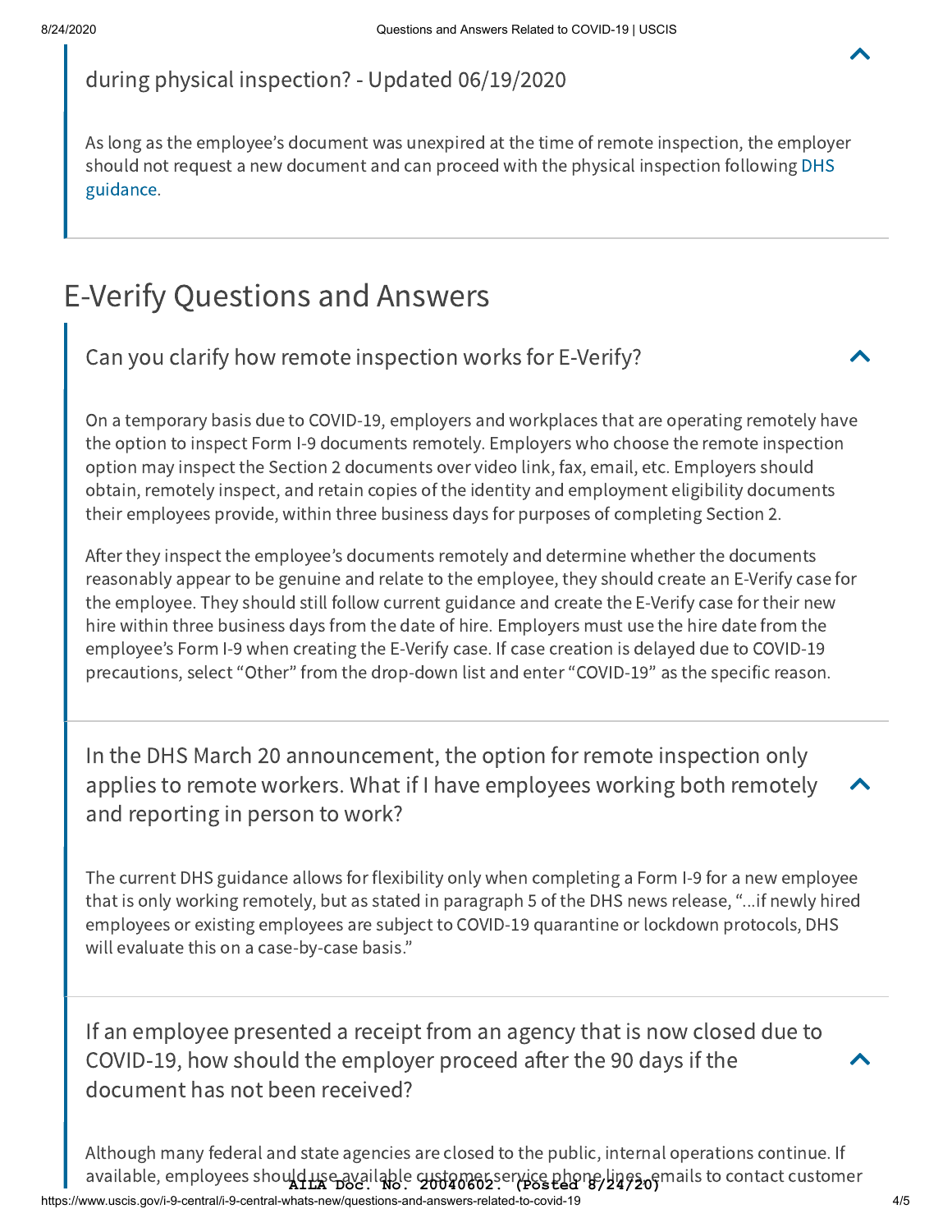### during physical inspection? - Updated 06/19/2020

As long as the employee's document was unexpired at the time of remote inspection, the employer should not request a new document and can proceed with the physical inspection following DHS guidance.

## E-Verify Questions and Answers

### Can you clarify how remote inspection works for E-Verify?

On a temporary basis due to COVID-19, employers and workplaces that are operating remotely have the option to inspect Form I-9 documents remotely. Employers who choose the remote inspection option may inspect the Section 2 documents over video link, fax, email, etc. Employers should obtain, remotely inspect, and retain copies of the identity and employment eligibility documents their employees provide, within three business days for purposes of completing Section 2.

After they inspect the employee's documents remotely and determine whether the documents reasonably appear to be genuine and relate to the employee, they should create an E-Verify case for the employee. They should still follow current guidance and create the E-Verify case for their new hire within three business days from the date of hire. Employers must use the hire date from the employee's Form I-9 when creating the E-Verify case. If case creation is delayed due to COVID-19 precautions, select "Other" from the drop-down list and enter "COVID-19" as the specific reason.

### In the DHS March 20 announcement, the option for remote inspection only applies to remote workers. What if I have employees working both remotely and reporting in person to work?

The current DHS guidance allows for flexibility only when completing a Form I-9 for a new employee that is only working remotely, but as stated in paragraph 5 of the DHS news release, "...if newly hired employees or existing employees are subject to COVID-19 quarantine or lockdown protocols, DHS will evaluate this on a case-by-case basis."

### If an employee presented a receipt from an agency that is now closed due to COVID-19, how should the employer proceed after the 90 days if the document has not been received?

Although many federal and state agencies are closed to the public, internal operations continue. If available, employees should use available customer service phone lines, emails to contact customer

AILA Doc. No. 20040602. (Posted 8/24/20)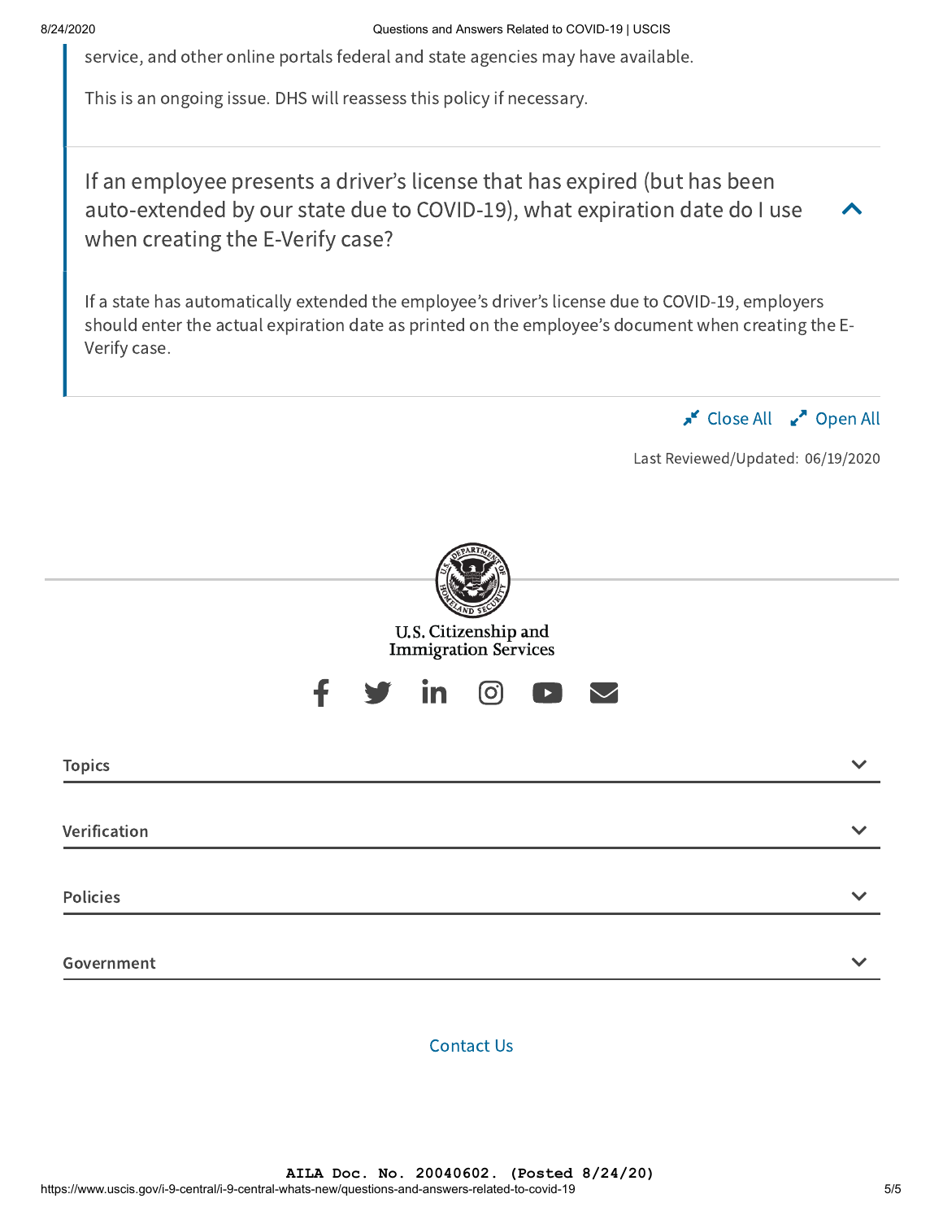service, and other online portals federal and state agencies may have available.

This is an ongoing issue. DHS will reassess this policy if necessary.

### If an employee presents a driver's license that has expired (but has been auto-extended by our state due to COVID-19), what expiration date do I use when creating the E-Verify case?

If a state has automatically extended the employee's driver's license due to COVID-19, employers should enter the actual expiration date as printed on the employee's document when creating the E-Verify case.

Close All   Open All

Last Reviewed/Updated: 06/19/2020

U.S. Citizenship and Immigration Services

Topics

Verification

Policies

Government

Contact Us

**AILA Doc. No. 20040602. (Posted 8/24/20)**